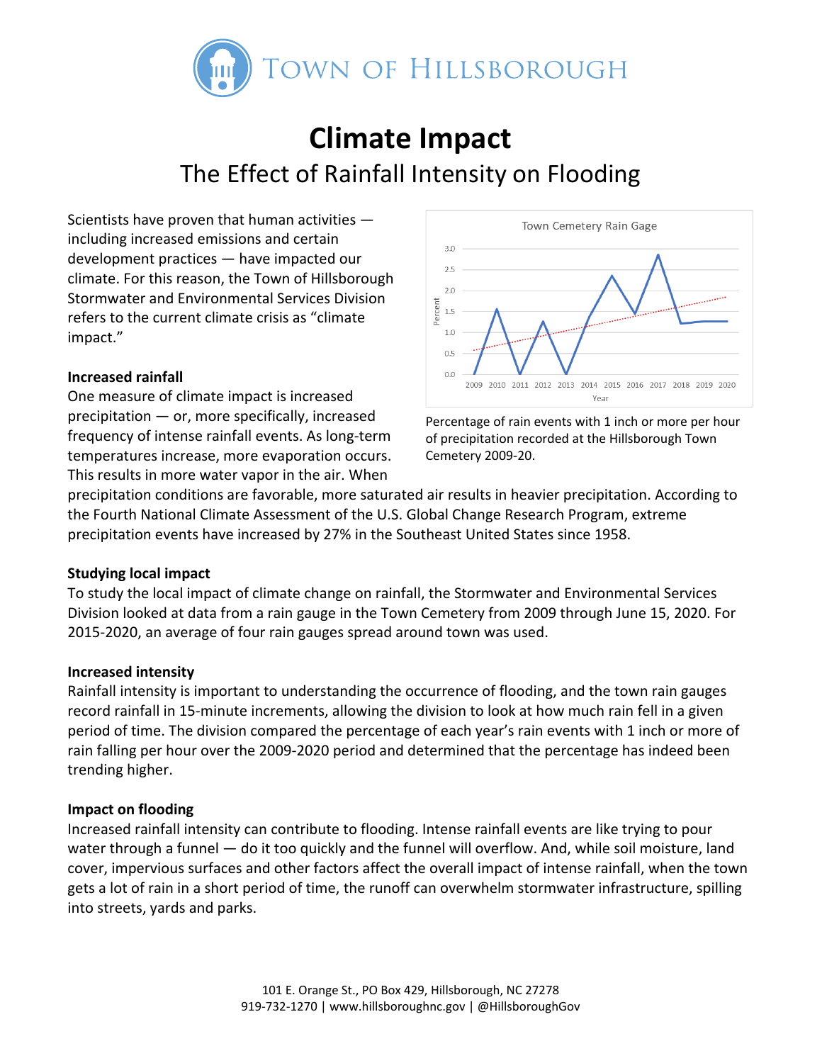# Town of Hillsborough

# Climate Impact

## The Effect of Rainfall Intensity on Flooding

Scientists have proven that human activities — including increased emissions and certain development practices — have impacted our climate. For this reason, the Town of Hillsborough Stormwater and Environmental Services Division refers to the current climate crisis as "climate impact."

**Increased rainfall**

One measure of climate impact is increased precipitation — or, more specifically, increased frequency of intense rainfall events. As long-term temperatures increase, more evaporation occurs. This results in more water vapor in the air. When precipitation conditions are favorable, more saturated air results in heavier precipitation. According to the Fourth National Climate Assessment of the U.S. Global Change Research Program, extreme precipitation events have increased by 27% in the Southeast United States since 1958.

Percentage of rain events with 1 inch or more per hour of precipitation recorded at the Hillsborough Town Cemetery 2009-20.

**Studying local impact**

To study the local impact of climate change on rainfall, the Stormwater and Environmental Services Division looked at data from a rain gauge in the Town Cemetery from 2009 through June 15, 2020. For 2015-2020, an average of four rain gauges spread around town was used.

**Increased intensity**

Rainfall intensity is important to understanding the occurrence of flooding, and the town rain gauges record rainfall in 15-minute increments, allowing the division to look at how much rain fell in a given period of time. The division compared the percentage of each year's rain events with 1 inch or more of rain falling per hour over the 2009-2020 period and determined that the percentage has indeed been trending higher.

**Impact on flooding**

Increased rainfall intensity can contribute to flooding. Intense rainfall events are like trying to pour water through a funnel — do it too quickly and the funnel will overflow. And, while soil moisture, land cover, impervious surfaces and other factors affect the overall impact of intense rainfall, when the town gets a lot of rain in a short period of time, the runoff can overwhelm stormwater infrastructure, spilling into streets, yards and parks.

101 E. Orange St., PO Box 429, Hillsborough, NC 27278
919-732-1270 | www.hillsboroughnc.gov | @HillsboroughGov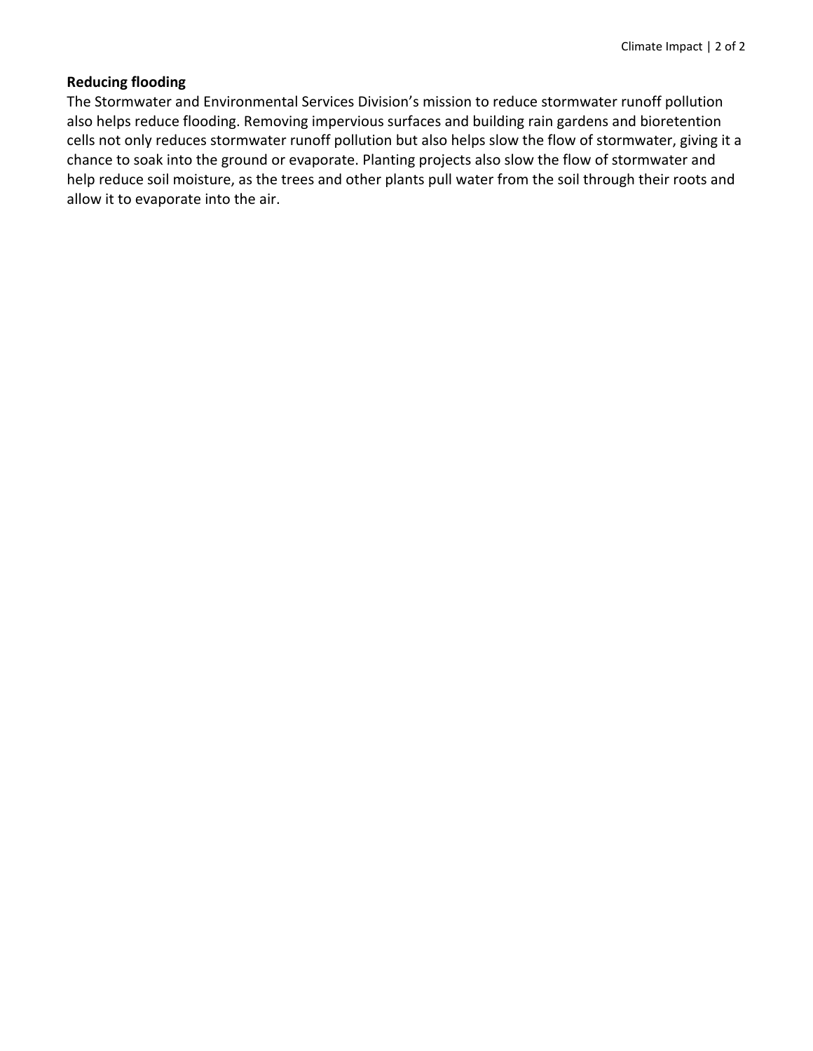**Reducing flooding**

The Stormwater and Environmental Services Division's mission to reduce stormwater runoff pollution also helps reduce flooding. Removing impervious surfaces and building rain gardens and bioretention cells not only reduces stormwater runoff pollution but also helps slow the flow of stormwater, giving it a chance to soak into the ground or evaporate. Planting projects also slow the flow of stormwater and help reduce soil moisture, as the trees and other plants pull water from the soil through their roots and allow it to evaporate into the air.